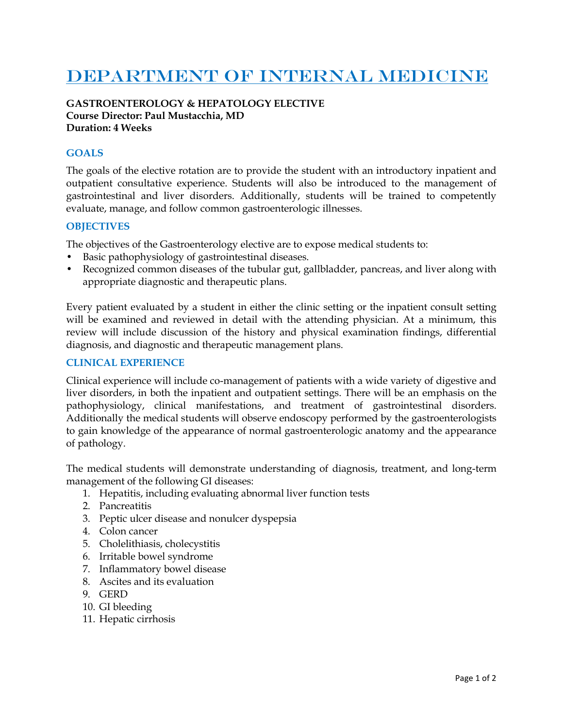# Department of Internal Medicine

**GASTROENTEROLOGY & HEPATOLOGY ELECTIVE**
**Course Director: Paul Mustacchia, MD**
**Duration: 4 Weeks**

## GOALS

The goals of the elective rotation are to provide the student with an introductory inpatient and outpatient consultative experience. Students will also be introduced to the management of gastrointestinal and liver disorders. Additionally, students will be trained to competently evaluate, manage, and follow common gastroenterologic illnesses.

## OBJECTIVES

The objectives of the Gastroenterology elective are to expose medical students to:

- Basic pathophysiology of gastrointestinal diseases.
- Recognized common diseases of the tubular gut, gallbladder, pancreas, and liver along with appropriate diagnostic and therapeutic plans.

Every patient evaluated by a student in either the clinic setting or the inpatient consult setting will be examined and reviewed in detail with the attending physician. At a minimum, this review will include discussion of the history and physical examination findings, differential diagnosis, and diagnostic and therapeutic management plans.

## CLINICAL EXPERIENCE

Clinical experience will include co-management of patients with a wide variety of digestive and liver disorders, in both the inpatient and outpatient settings. There will be an emphasis on the pathophysiology, clinical manifestations, and treatment of gastrointestinal disorders. Additionally the medical students will observe endoscopy performed by the gastroenterologists to gain knowledge of the appearance of normal gastroenterologic anatomy and the appearance of pathology.

The medical students will demonstrate understanding of diagnosis, treatment, and long-term management of the following GI diseases:

1. Hepatitis, including evaluating abnormal liver function tests
2. Pancreatitis
3. Peptic ulcer disease and nonulcer dyspepsia
4. Colon cancer
5. Cholelithiasis, cholecystitis
6. Irritable bowel syndrome
7. Inflammatory bowel disease
8. Ascites and its evaluation
9. GERD
10. GI bleeding
11. Hepatic cirrhosis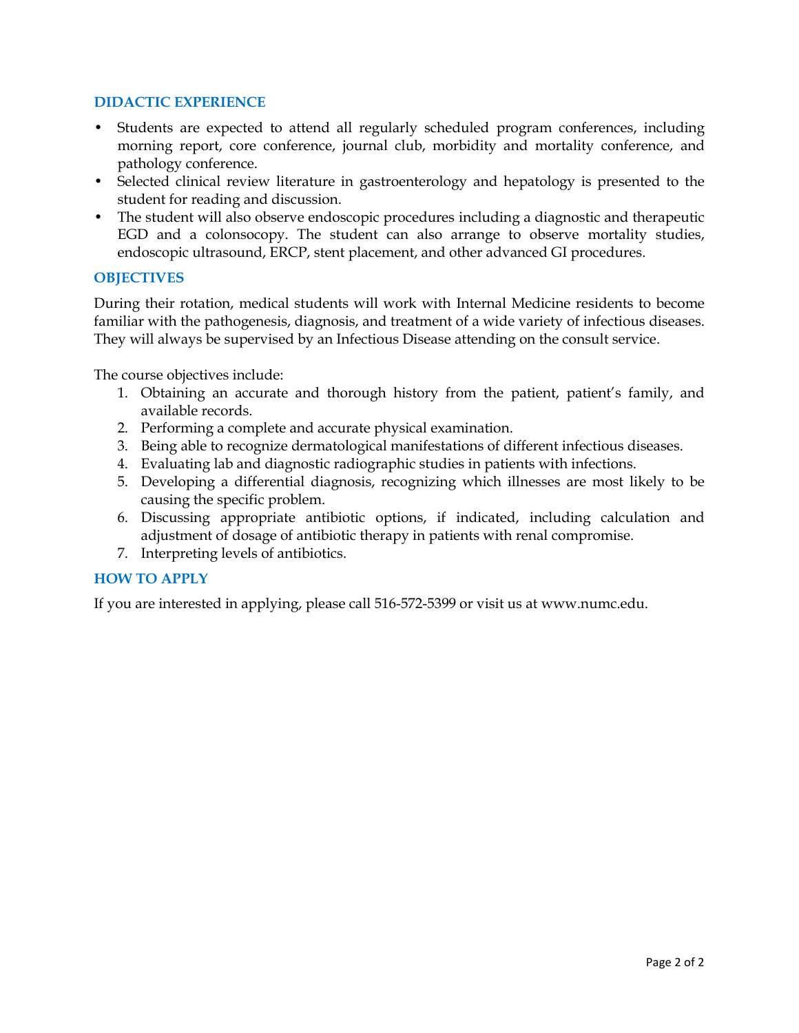## DIDACTIC EXPERIENCE

- Students are expected to attend all regularly scheduled program conferences, including morning report, core conference, journal club, morbidity and mortality conference, and pathology conference.
- Selected clinical review literature in gastroenterology and hepatology is presented to the student for reading and discussion.
- The student will also observe endoscopic procedures including a diagnostic and therapeutic EGD and a colonsocopy. The student can also arrange to observe mortality studies, endoscopic ultrasound, ERCP, stent placement, and other advanced GI procedures.

## OBJECTIVES

During their rotation, medical students will work with Internal Medicine residents to become familiar with the pathogenesis, diagnosis, and treatment of a wide variety of infectious diseases. They will always be supervised by an Infectious Disease attending on the consult service.

The course objectives include:

1. Obtaining an accurate and thorough history from the patient, patient's family, and available records.
2. Performing a complete and accurate physical examination.
3. Being able to recognize dermatological manifestations of different infectious diseases.
4. Evaluating lab and diagnostic radiographic studies in patients with infections.
5. Developing a differential diagnosis, recognizing which illnesses are most likely to be causing the specific problem.
6. Discussing appropriate antibiotic options, if indicated, including calculation and adjustment of dosage of antibiotic therapy in patients with renal compromise.
7. Interpreting levels of antibiotics.

## HOW TO APPLY

If you are interested in applying, please call 516-572-5399 or visit us at www.numc.edu.